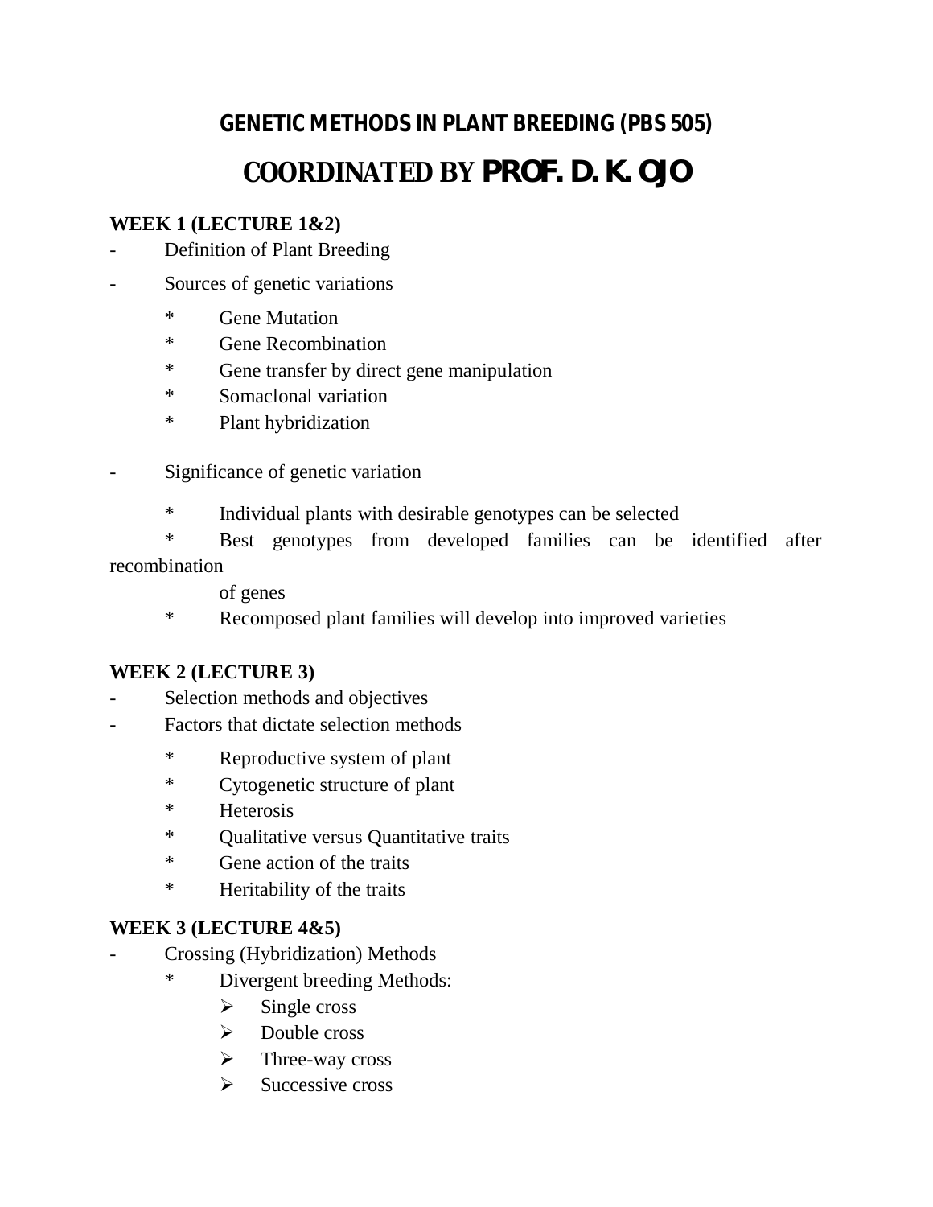# GENETIC METHODS IN PLANT BREEDING (PBS 505)

## COORDINATED BY PROF. D. K. OJO

**WEEK 1 (LECTURE 1&2)**

- Definition of Plant Breeding
- Sources of genetic variations
  - Gene Mutation
  - Gene Recombination
  - Gene transfer by direct gene manipulation
  - Somaclonal variation
  - Plant hybridization
- Significance of genetic variation
  - Individual plants with desirable genotypes can be selected
  - Best genotypes from developed families can be identified after recombination of genes
  - Recomposed plant families will develop into improved varieties

**WEEK 2 (LECTURE 3)**

- Selection methods and objectives
- Factors that dictate selection methods
  - Reproductive system of plant
  - Cytogenetic structure of plant
  - Heterosis
  - Qualitative versus Quantitative traits
  - Gene action of the traits
  - Heritability of the traits

**WEEK 3 (LECTURE 4&5)**

- Crossing (Hybridization) Methods
  - Divergent breeding Methods:
    - Single cross
    - Double cross
    - Three-way cross
    - Successive cross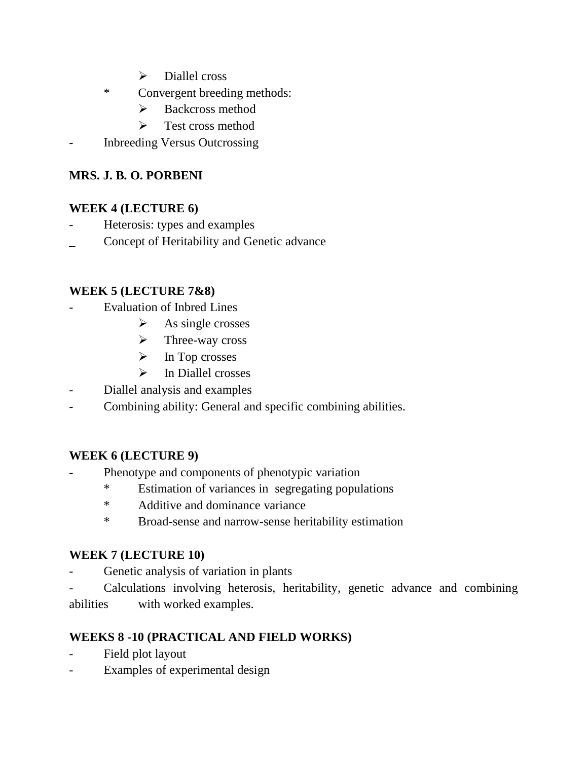- Diallel cross

* Convergent breeding methods:
  - Backcross method
  - Test cross method

- Inbreeding Versus Outcrossing

**MRS. J. B. O. PORBENI**

**WEEK 4 (LECTURE 6)**

- Heterosis: types and examples
- Concept of Heritability and Genetic advance

**WEEK 5 (LECTURE 7&8)**

- Evaluation of Inbred Lines
  - As single crosses
  - Three-way cross
  - In Top crosses
  - In Diallel crosses
- Diallel analysis and examples
- Combining ability: General and specific combining abilities.

**WEEK 6 (LECTURE 9)**

- Phenotype and components of phenotypic variation
  * Estimation of variances in segregating populations
  * Additive and dominance variance
  * Broad-sense and narrow-sense heritability estimation

**WEEK 7 (LECTURE 10)**

- Genetic analysis of variation in plants
- Calculations involving heterosis, heritability, genetic advance and combining abilities with worked examples.

**WEEKS 8 -10 (PRACTICAL AND FIELD WORKS)**

- Field plot layout
- Examples of experimental design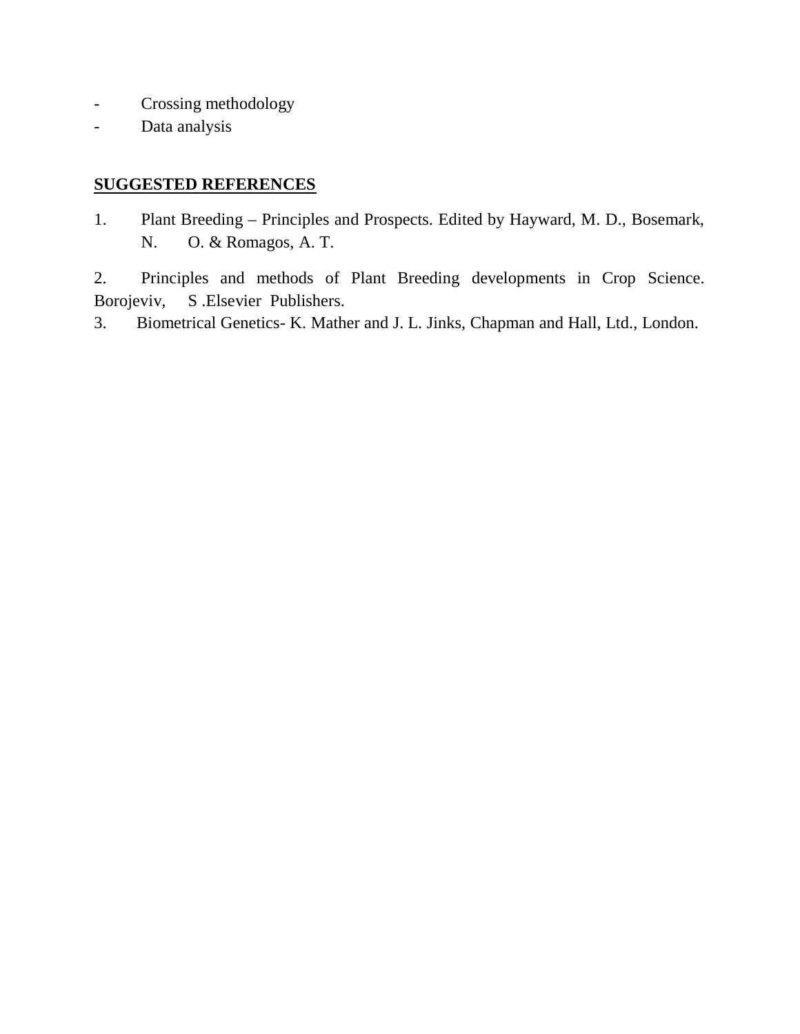- Crossing methodology
- Data analysis

**SUGGESTED REFERENCES**

1. Plant Breeding – Principles and Prospects. Edited by Hayward, M. D., Bosemark, N. O. & Romagos, A. T.

2. Principles and methods of Plant Breeding developments in Crop Science. Borojeviv, S .Elsevier Publishers.

3. Biometrical Genetics- K. Mather and J. L. Jinks, Chapman and Hall, Ltd., London.